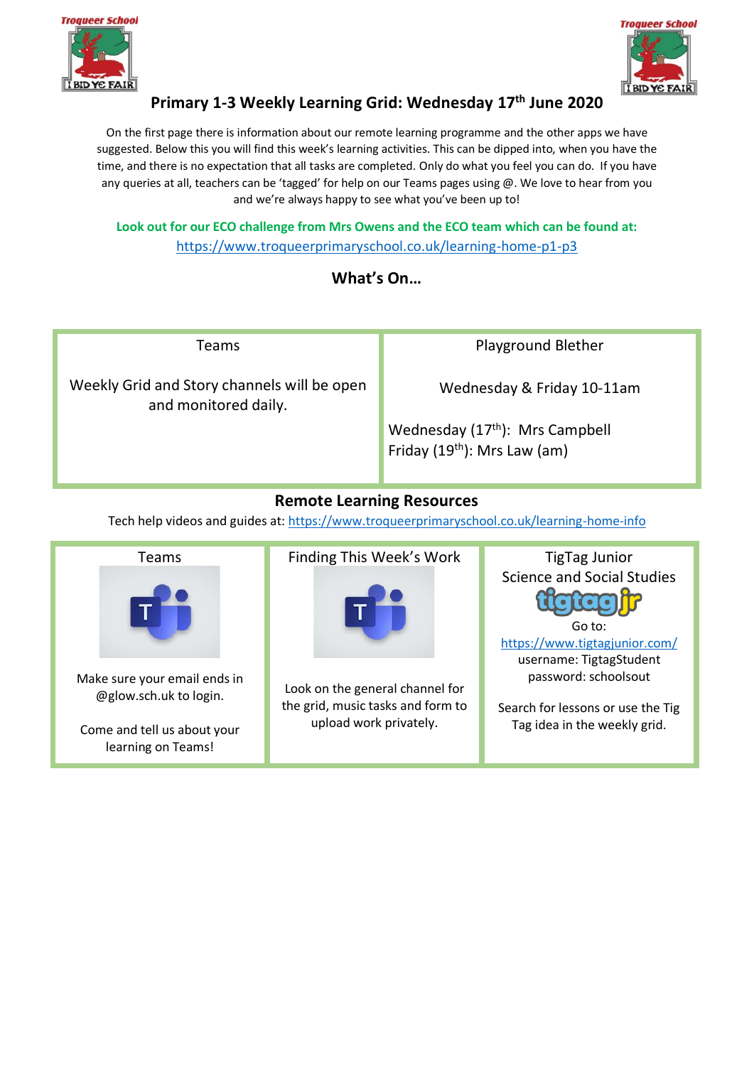# Primary 1-3 Weekly Learning Grid: Wednesday 17th June 2020

On the first page there is information about our remote learning programme and the other apps we have suggested. Below this you will find this week's learning activities. This can be dipped into, when you have the time, and there is no expectation that all tasks are completed. Only do what you feel you can do. If you have any queries at all, teachers can be 'tagged' for help on our Teams pages using @. We love to hear from you and we're always happy to see what you've been up to!

**Look out for our ECO challenge from Mrs Owens and the ECO team which can be found at:**
https://www.troqueerprimaryschool.co.uk/learning-home-p1-p3

## What's On…

| Teams | Playground Blether |
|---|---|
| Weekly Grid and Story channels will be open and monitored daily. | Wednesday & Friday 10-11am<br><br>Wednesday (17th): Mrs Campbell<br>Friday (19th): Mrs Law (am) |

## Remote Learning Resources

Tech help videos and guides at: https://www.troqueerprimaryschool.co.uk/learning-home-info

| Teams | Finding This Week's Work | TigTag Junior Science and Social Studies |
|---|---|---|
| Make sure your email ends in @glow.sch.uk to login.<br><br>Come and tell us about your learning on Teams! | Look on the general channel for the grid, music tasks and form to upload work privately. | Go to: https://www.tigtagjunior.com/<br>username: TigtagStudent<br>password: schoolsout<br><br>Search for lessons or use the Tig Tag idea in the weekly grid. |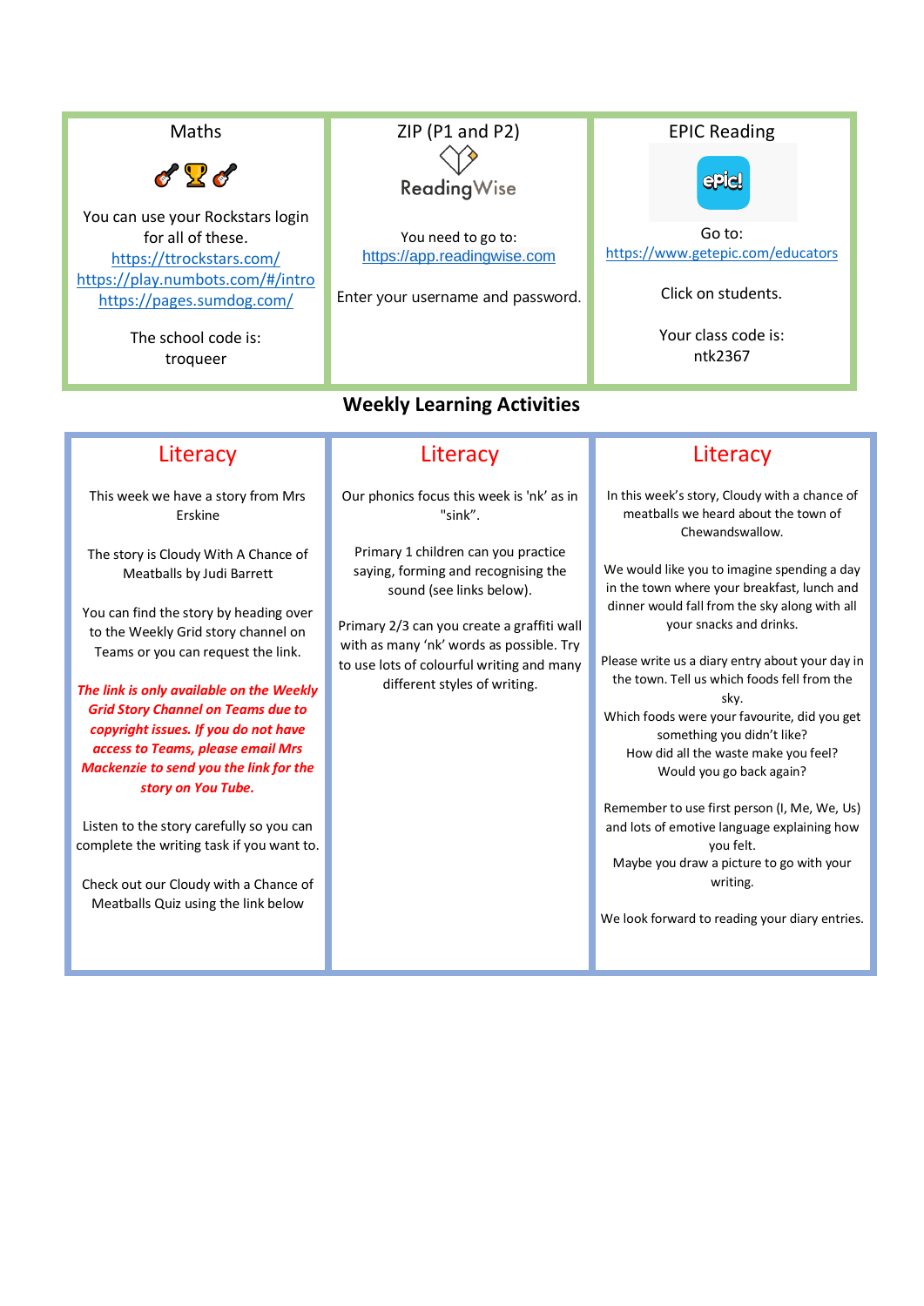### Maths

🎸🏆🎸

You can use your Rockstars login for all of these.

https://ttrockstars.com/

https://play.numbots.com/#/intro

https://pages.sumdog.com/

The school code is:
troqueer

### ZIP (P1 and P2)

ReadingWise

You need to go to:
https://app.readingwise.com

Enter your username and password.

### EPIC Reading

epic!

Go to:
https://www.getepic.com/educators

Click on students.

Your class code is:
ntk2367

## Weekly Learning Activities

### Literacy

This week we have a story from Mrs Erskine

The story is Cloudy With A Chance of Meatballs by Judi Barrett

You can find the story by heading over to the Weekly Grid story channel on Teams or you can request the link.

***The link is only available on the Weekly Grid Story Channel on Teams due to copyright issues. If you do not have access to Teams, please email Mrs Mackenzie to send you the link for the story on You Tube.***

Listen to the story carefully so you can complete the writing task if you want to.

Check out our Cloudy with a Chance of Meatballs Quiz using the link below

### Literacy

Our phonics focus this week is 'nk' as in "sink".

Primary 1 children can you practice saying, forming and recognising the sound (see links below).

Primary 2/3 can you create a graffiti wall with as many 'nk' words as possible. Try to use lots of colourful writing and many different styles of writing.

### Literacy

In this week's story, Cloudy with a chance of meatballs we heard about the town of Chewandswallow.

We would like you to imagine spending a day in the town where your breakfast, lunch and dinner would fall from the sky along with all your snacks and drinks.

Please write us a diary entry about your day in the town. Tell us which foods fell from the sky.
Which foods were your favourite, did you get something you didn't like?
How did all the waste make you feel?
Would you go back again?

Remember to use first person (I, Me, We, Us) and lots of emotive language explaining how you felt.
Maybe you draw a picture to go with your writing.

We look forward to reading your diary entries.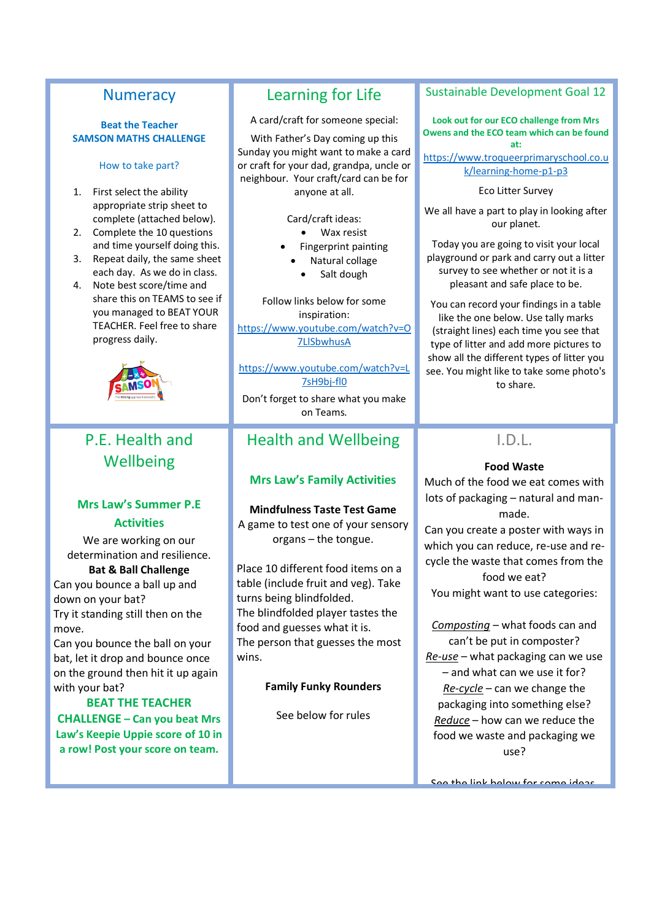## Numeracy

**Beat the Teacher**
**SAMSON MATHS CHALLENGE**

How to take part?

1. First select the ability appropriate strip sheet to complete (attached below).
2. Complete the 10 questions and time yourself doing this.
3. Repeat daily, the same sheet each day. As we do in class.
4. Note best score/time and share this on TEAMS to see if you managed to BEAT YOUR TEACHER. Feel free to share progress daily.

## Learning for Life

A card/craft for someone special:

With Father's Day coming up this Sunday you might want to make a card or craft for your dad, grandpa, uncle or neighbour. Your craft/card can be for anyone at all.

Card/craft ideas:

- Wax resist
- Fingerprint painting
- Natural collage
- Salt dough

Follow links below for some inspiration:

https://www.youtube.com/watch?v=O7LlSbwhusA

https://www.youtube.com/watch?v=L7sH9bj-fl0

Don't forget to share what you make on Teams.

## Sustainable Development Goal 12

**Look out for our ECO challenge from Mrs Owens and the ECO team which can be found at:**

https://www.troqueerprimaryschool.co.uk/learning-home-p1-p3

Eco Litter Survey

We all have a part to play in looking after our planet.

Today you are going to visit your local playground or park and carry out a litter survey to see whether or not it is a pleasant and safe place to be.

You can record your findings in a table like the one below. Use tally marks (straight lines) each time you see that type of litter and add more pictures to show all the different types of litter you see. You might like to take some photo's to share.

## P.E. Health and Wellbeing

**Mrs Law's Summer P.E Activities**

We are working on our determination and resilience.

**Bat & Ball Challenge**

Can you bounce a ball up and down on your bat?

Try it standing still then on the move.

Can you bounce the ball on your bat, let it drop and bounce once on the ground then hit it up again with your bat?

**BEAT THE TEACHER CHALLENGE – Can you beat Mrs Law's Keepie Uppie score of 10 in a row! Post your score on team.**

## Health and Wellbeing

**Mrs Law's Family Activities**

**Mindfulness Taste Test Game**

A game to test one of your sensory organs – the tongue.

Place 10 different food items on a table (include fruit and veg). Take turns being blindfolded.

The blindfolded player tastes the food and guesses what it is.

The person that guesses the most wins.

**Family Funky Rounders**

See below for rules

## I.D.L.

**Food Waste**

Much of the food we eat comes with lots of packaging – natural and man-made.

Can you create a poster with ways in which you can reduce, re-use and re-cycle the waste that comes from the food we eat?

You might want to use categories:

*Composting* – what foods can and can't be put in composter?

*Re-use* – what packaging can we use – and what can we use it for?

*Re-cycle* – can we change the packaging into something else?

*Reduce* – how can we reduce the food we waste and packaging we use?

See the link below for some ideas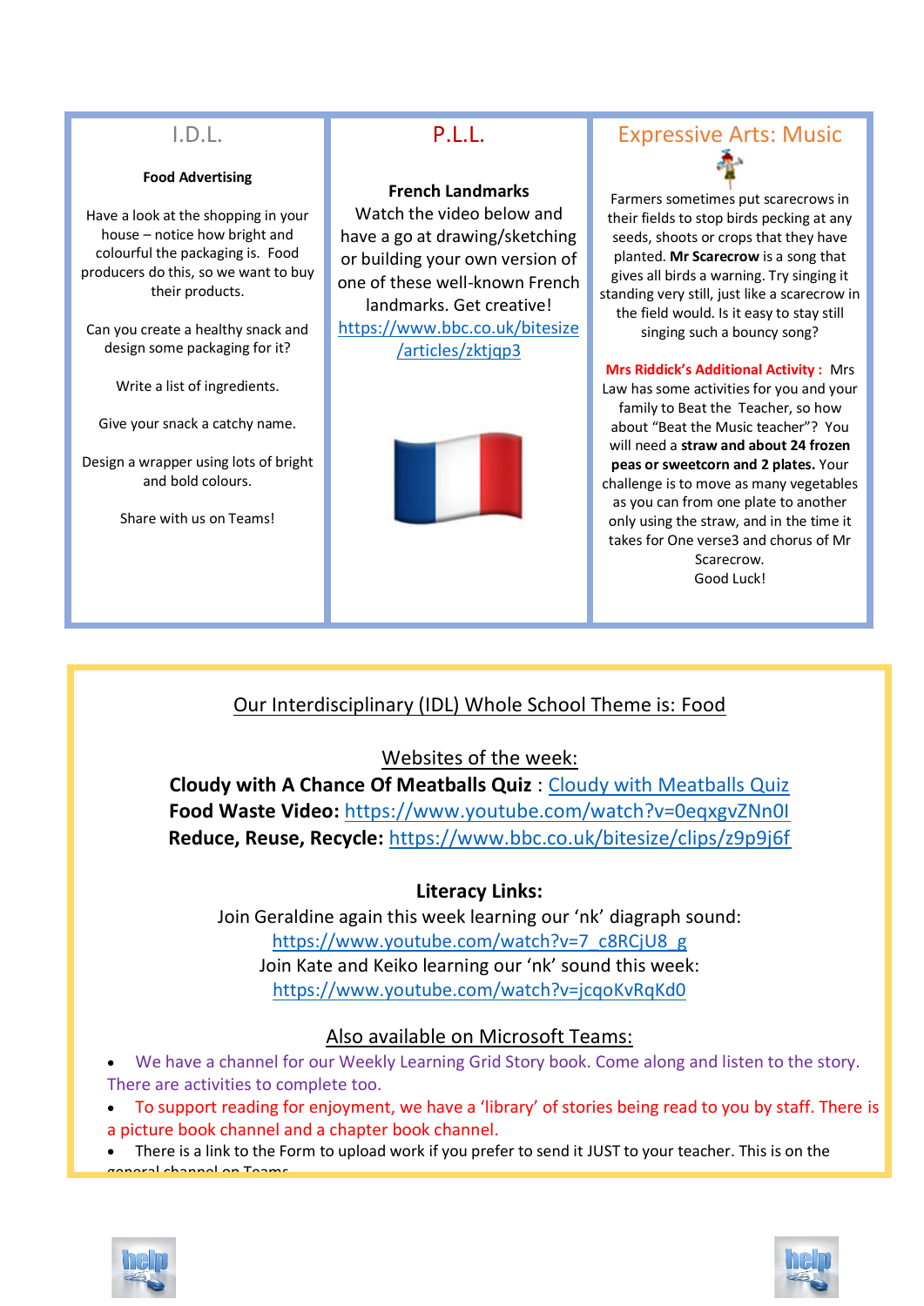## I.D.L.

**Food Advertising**

Have a look at the shopping in your house – notice how bright and colourful the packaging is. Food producers do this, so we want to buy their products.

Can you create a healthy snack and design some packaging for it?

Write a list of ingredients.

Give your snack a catchy name.

Design a wrapper using lots of bright and bold colours.

Share with us on Teams!

## P.L.L.

**French Landmarks**

Watch the video below and have a go at drawing/sketching or building your own version of one of these well-known French landmarks. Get creative!

https://www.bbc.co.uk/bitesize/articles/zktjqp3

## Expressive Arts: Music

Farmers sometimes put scarecrows in their fields to stop birds pecking at any seeds, shoots or crops that they have planted. **Mr Scarecrow** is a song that gives all birds a warning. Try singing it standing very still, just like a scarecrow in the field would. Is it easy to stay still singing such a bouncy song?

**Mrs Riddick's Additional Activity :** Mrs Law has some activities for you and your family to Beat the Teacher, so how about "Beat the Music teacher"? You will need a **straw and about 24 frozen peas or sweetcorn and 2 plates.** Your challenge is to move as many vegetables as you can from one plate to another only using the straw, and in the time it takes for One verse3 and chorus of Mr Scarecrow.
Good Luck!

---

Our Interdisciplinary (IDL) Whole School Theme is: Food

Websites of the week:

**Cloudy with A Chance Of Meatballs Quiz** : Cloudy with Meatballs Quiz
**Food Waste Video:** https://www.youtube.com/watch?v=0eqxgvZNn0I
**Reduce, Reuse, Recycle:** https://www.bbc.co.uk/bitesize/clips/z9p9j6f

**Literacy Links:**

Join Geraldine again this week learning our 'nk' diagraph sound:
https://www.youtube.com/watch?v=7_c8RCjU8_g
Join Kate and Keiko learning our 'nk' sound this week:
https://www.youtube.com/watch?v=jcqoKvRqKd0

Also available on Microsoft Teams:

- We have a channel for our Weekly Learning Grid Story book. Come along and listen to the story. There are activities to complete too.
- To support reading for enjoyment, we have a 'library' of stories being read to you by staff. There is a picture book channel and a chapter book channel.
- There is a link to the Form to upload work if you prefer to send it JUST to your teacher. This is on the general channel on Teams.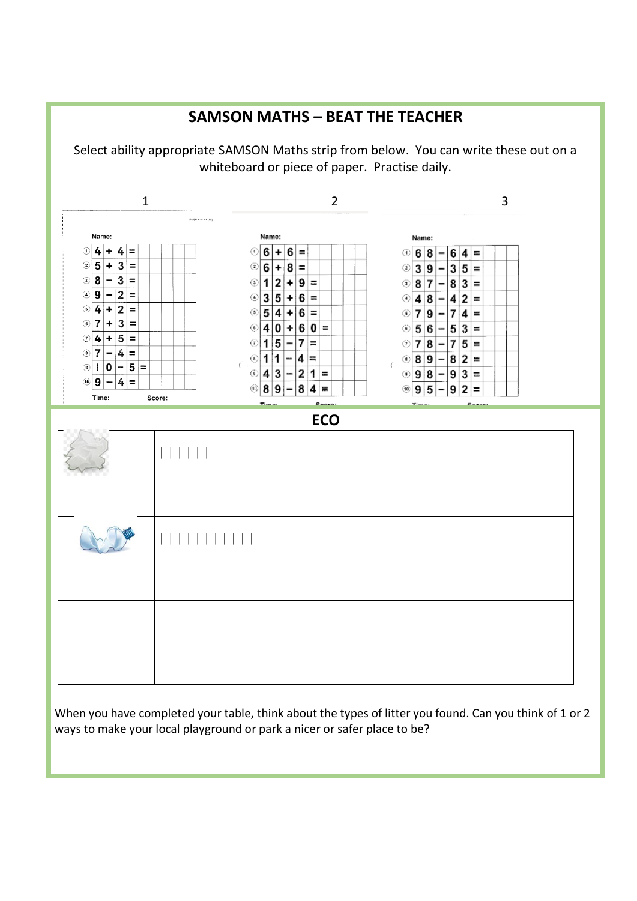## SAMSON MATHS – BEAT THE TEACHER

Select ability appropriate SAMSON Maths strip from below. You can write these out on a whiteboard or piece of paper. Practise daily.

**1**

Name:

1. 4 + 4 =
2. 5 + 3 =
3. 8 − 3 =
4. 9 − 2 =
5. 4 + 2 =
6. 7 + 3 =
7. 4 + 5 =
8. 7 − 4 =
9. 10 − 5 =
10. 9 − 4 =

Time: Score:

**2**

Name:

1. 6 + 6 =
2. 6 + 8 =
3. 12 + 9 =
4. 35 + 6 =
5. 54 + 6 =
6. 40 + 60 =
7. 15 − 7 =
8. 11 − 4 =
9. 43 − 21 =
10. 89 − 84 =

Time: Score:

**3**

Name:

1. 68 − 64 =
2. 39 − 35 =
3. 87 − 83 =
4. 48 − 42 =
5. 79 − 74 =
6. 56 − 53 =
7. 78 − 75 =
8. 89 − 82 =
9. 98 − 93 =
10. 95 − 92 =

Time: Score:

## ECO

| | |
|---|---|
| | &#124; &#124; &#124; &#124; &#124; &#124; |
| | &#124; &#124; &#124; &#124; &#124; &#124; &#124; &#124; &#124; &#124; &#124; &#124; |
| | |
| | |

When you have completed your table, think about the types of litter you found. Can you think of 1 or 2 ways to make your local playground or park a nicer or safer place to be?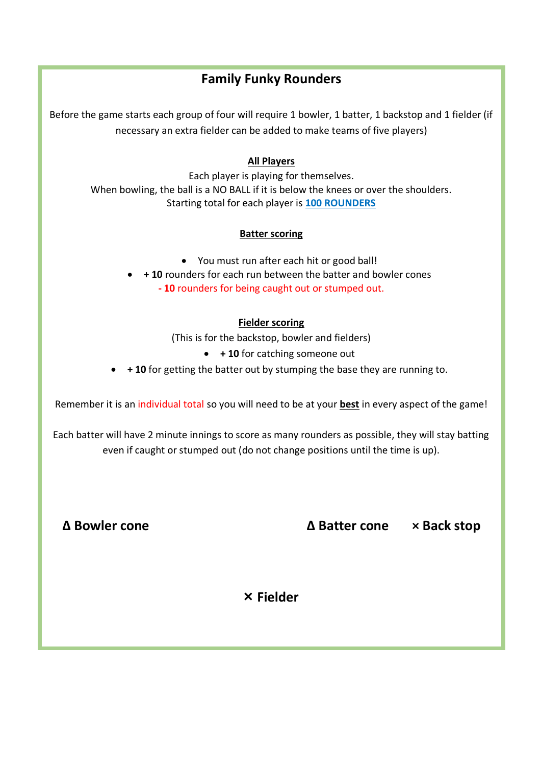# Family Funky Rounders

Before the game starts each group of four will require 1 bowler, 1 batter, 1 backstop and 1 fielder (if necessary an extra fielder can be added to make teams of five players)

**All Players**

Each player is playing for themselves.
When bowling, the ball is a NO BALL if it is below the knees or over the shoulders.
Starting total for each player is **100 ROUNDERS**

**Batter scoring**

- You must run after each hit or good ball!
- **+ 10** rounders for each run between the batter and bowler cones

**- 10** rounders for being caught out or stumped out.

**Fielder scoring**

(This is for the backstop, bowler and fielders)

- **+ 10** for catching someone out
- **+ 10** for getting the batter out by stumping the base they are running to.

Remember it is an individual total so you will need to be at your **best** in every aspect of the game!

Each batter will have 2 minute innings to score as many rounders as possible, they will stay batting even if caught or stumped out (do not change positions until the time is up).

**Δ Bowler cone** **Δ Batter cone** **× Back stop**

**× Fielder**